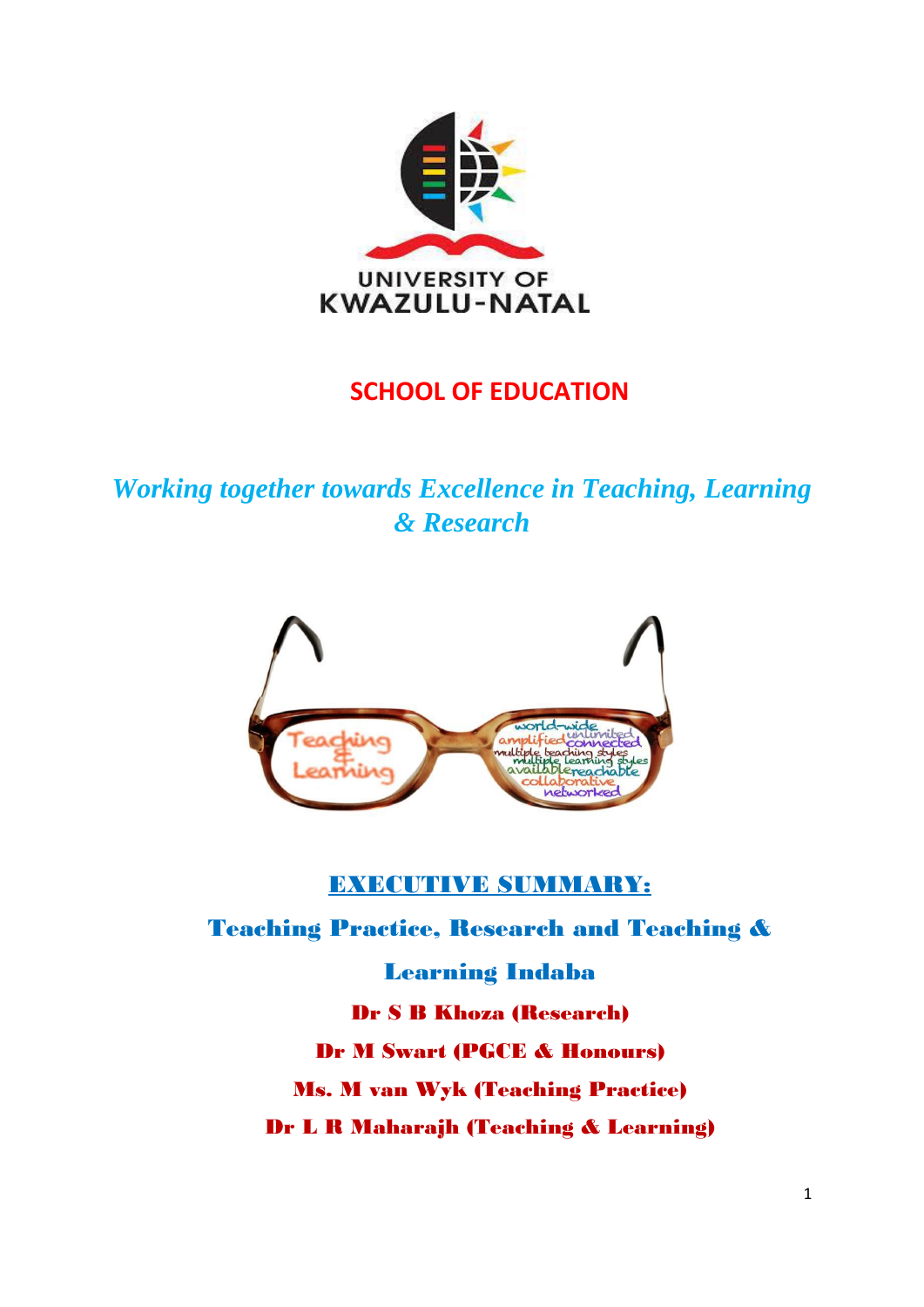UNIVERSITY OF KWAZULU-NATAL

# SCHOOL OF EDUCATION

*Working together towards Excellence in Teaching, Learning & Research*

## EXECUTIVE SUMMARY:

## Teaching Practice, Research and Teaching & Learning Indaba

**Dr S B Khoza (Research)**

**Dr M Swart (PGCE & Honours)**

**Ms. M van Wyk (Teaching Practice)**

**Dr L R Maharajh (Teaching & Learning)**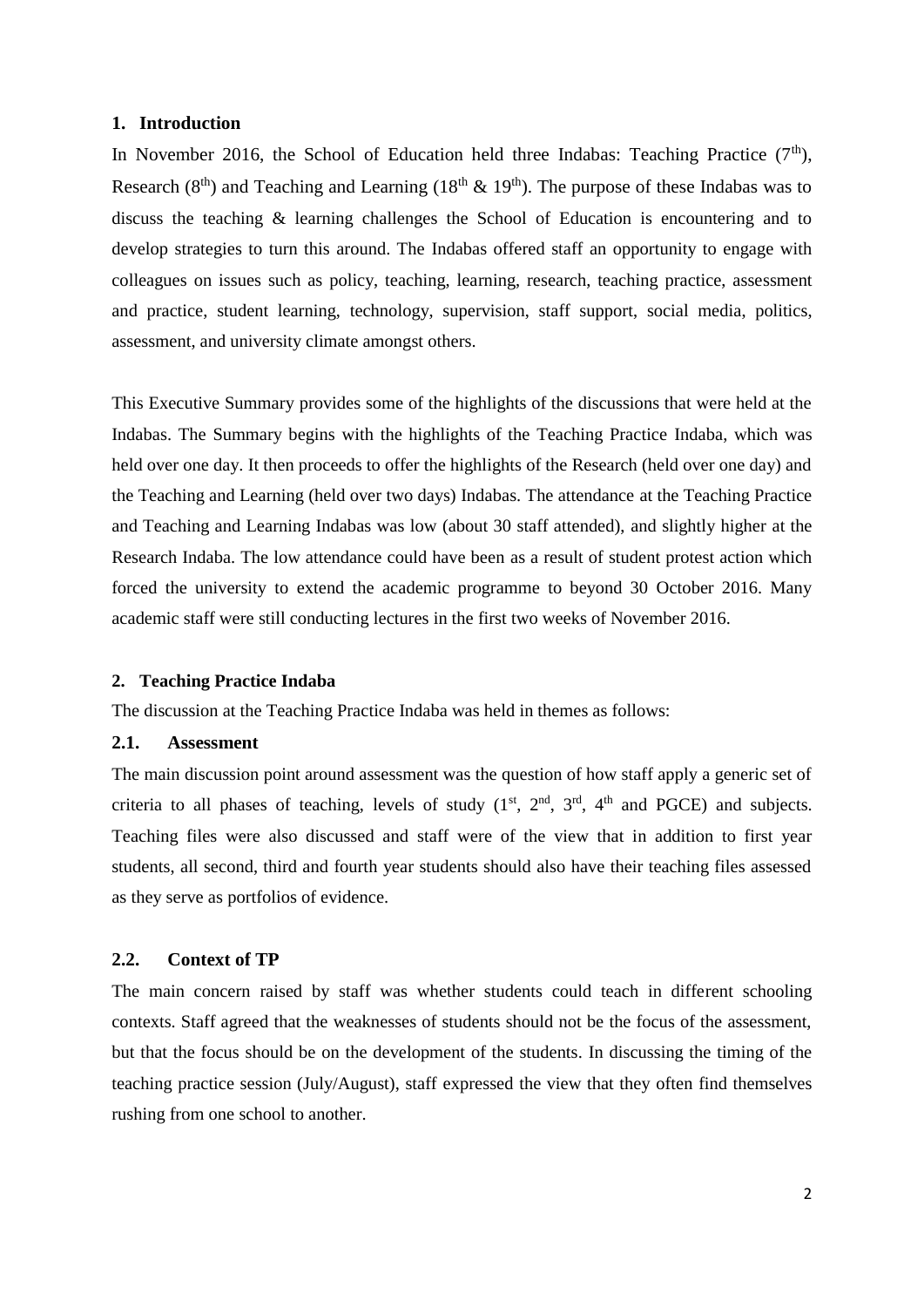## 1. Introduction

In November 2016, the School of Education held three Indabas: Teaching Practice (7th), Research (8th) and Teaching and Learning (18th & 19th). The purpose of these Indabas was to discuss the teaching & learning challenges the School of Education is encountering and to develop strategies to turn this around. The Indabas offered staff an opportunity to engage with colleagues on issues such as policy, teaching, learning, research, teaching practice, assessment and practice, student learning, technology, supervision, staff support, social media, politics, assessment, and university climate amongst others.

This Executive Summary provides some of the highlights of the discussions that were held at the Indabas. The Summary begins with the highlights of the Teaching Practice Indaba, which was held over one day. It then proceeds to offer the highlights of the Research (held over one day) and the Teaching and Learning (held over two days) Indabas. The attendance at the Teaching Practice and Teaching and Learning Indabas was low (about 30 staff attended), and slightly higher at the Research Indaba. The low attendance could have been as a result of student protest action which forced the university to extend the academic programme to beyond 30 October 2016. Many academic staff were still conducting lectures in the first two weeks of November 2016.

## 2. Teaching Practice Indaba

The discussion at the Teaching Practice Indaba was held in themes as follows:

### 2.1. Assessment

The main discussion point around assessment was the question of how staff apply a generic set of criteria to all phases of teaching, levels of study (1st, 2nd, 3rd, 4th and PGCE) and subjects. Teaching files were also discussed and staff were of the view that in addition to first year students, all second, third and fourth year students should also have their teaching files assessed as they serve as portfolios of evidence.

### 2.2. Context of TP

The main concern raised by staff was whether students could teach in different schooling contexts. Staff agreed that the weaknesses of students should not be the focus of the assessment, but that the focus should be on the development of the students. In discussing the timing of the teaching practice session (July/August), staff expressed the view that they often find themselves rushing from one school to another.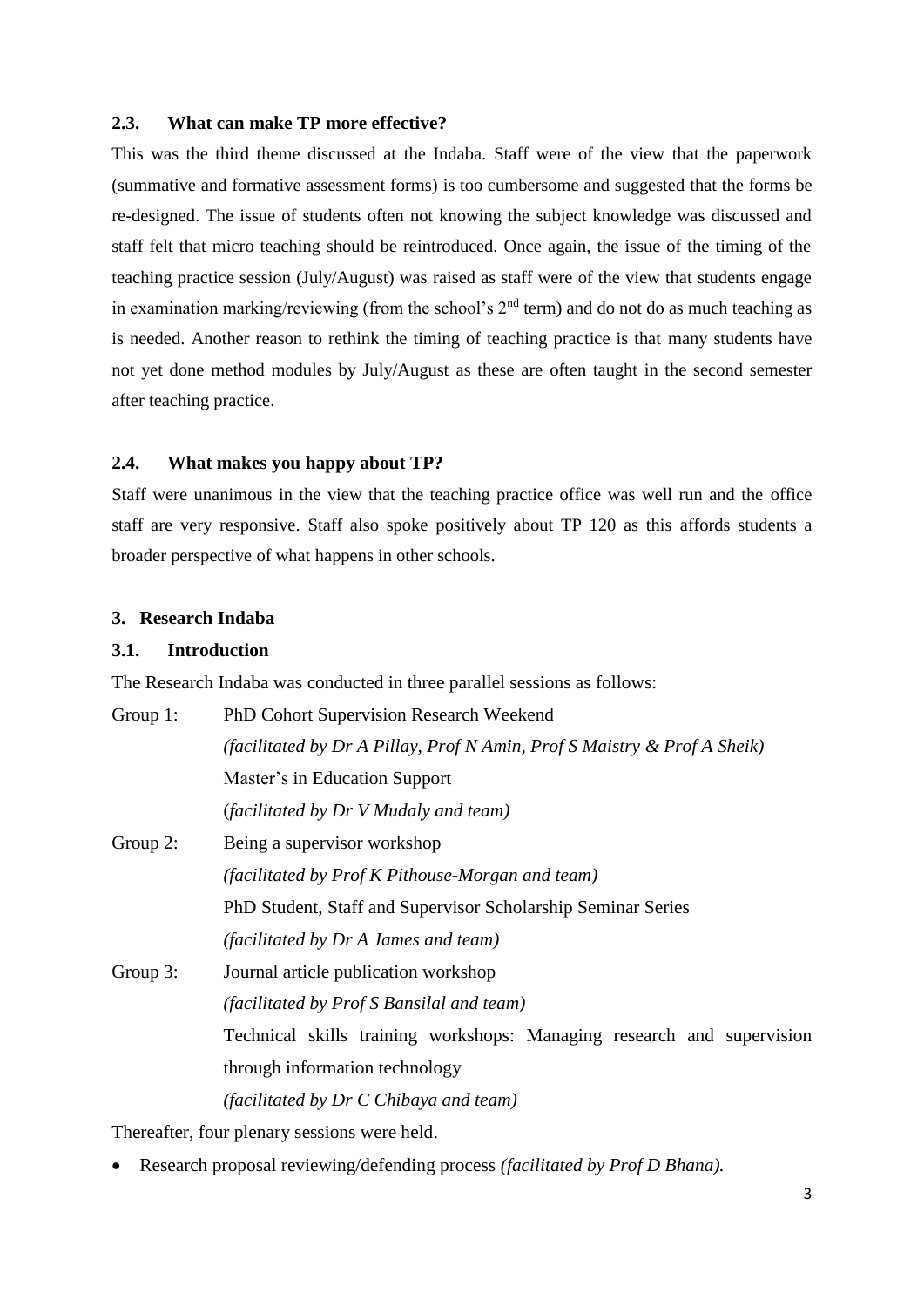### 2.3. What can make TP more effective?

This was the third theme discussed at the Indaba. Staff were of the view that the paperwork (summative and formative assessment forms) is too cumbersome and suggested that the forms be re-designed. The issue of students often not knowing the subject knowledge was discussed and staff felt that micro teaching should be reintroduced. Once again, the issue of the timing of the teaching practice session (July/August) was raised as staff were of the view that students engage in examination marking/reviewing (from the school's 2nd term) and do not do as much teaching as is needed. Another reason to rethink the timing of teaching practice is that many students have not yet done method modules by July/August as these are often taught in the second semester after teaching practice.

### 2.4. What makes you happy about TP?

Staff were unanimous in the view that the teaching practice office was well run and the office staff are very responsive. Staff also spoke positively about TP 120 as this affords students a broader perspective of what happens in other schools.

## 3. Research Indaba

### 3.1. Introduction

The Research Indaba was conducted in three parallel sessions as follows:

Group 1: PhD Cohort Supervision Research Weekend
*(facilitated by Dr A Pillay, Prof N Amin, Prof S Maistry & Prof A Sheik)*
Master's in Education Support
*(facilitated by Dr V Mudaly and team)*

Group 2: Being a supervisor workshop
*(facilitated by Prof K Pithouse-Morgan and team)*
PhD Student, Staff and Supervisor Scholarship Seminar Series
*(facilitated by Dr A James and team)*

Group 3: Journal article publication workshop
*(facilitated by Prof S Bansilal and team)*
Technical skills training workshops: Managing research and supervision through information technology
*(facilitated by Dr C Chibaya and team)*

Thereafter, four plenary sessions were held.

- Research proposal reviewing/defending process *(facilitated by Prof D Bhana).*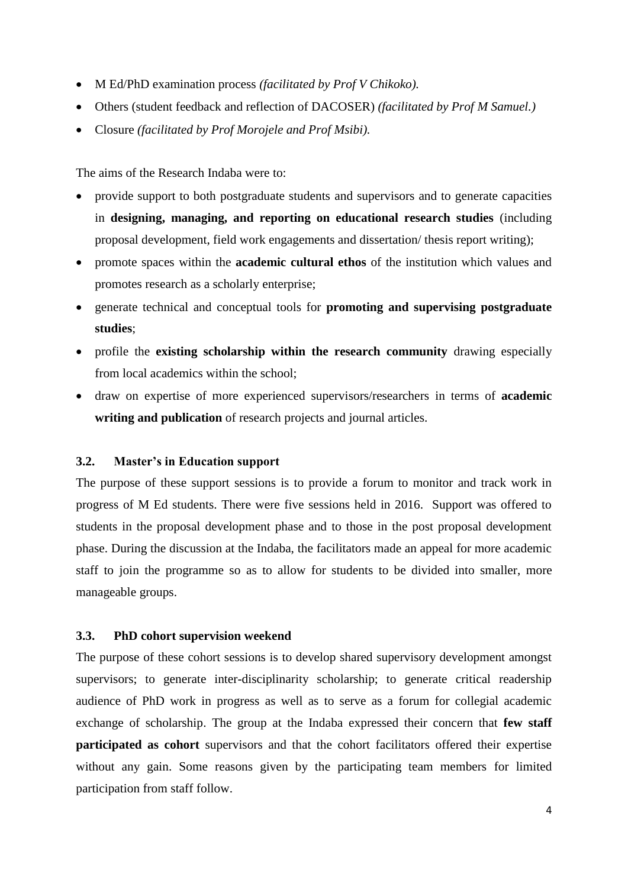- M Ed/PhD examination process *(facilitated by Prof V Chikoko).*
- Others (student feedback and reflection of DACOSER) *(facilitated by Prof M Samuel.)*
- Closure *(facilitated by Prof Morojele and Prof Msibi).*

The aims of the Research Indaba were to:

- provide support to both postgraduate students and supervisors and to generate capacities in **designing, managing, and reporting on educational research studies** (including proposal development, field work engagements and dissertation/ thesis report writing);
- promote spaces within the **academic cultural ethos** of the institution which values and promotes research as a scholarly enterprise;
- generate technical and conceptual tools for **promoting and supervising postgraduate studies**;
- profile the **existing scholarship within the research community** drawing especially from local academics within the school;
- draw on expertise of more experienced supervisors/researchers in terms of **academic writing and publication** of research projects and journal articles.

### 3.2. Master's in Education support

The purpose of these support sessions is to provide a forum to monitor and track work in progress of M Ed students. There were five sessions held in 2016. Support was offered to students in the proposal development phase and to those in the post proposal development phase. During the discussion at the Indaba, the facilitators made an appeal for more academic staff to join the programme so as to allow for students to be divided into smaller, more manageable groups.

### 3.3. PhD cohort supervision weekend

The purpose of these cohort sessions is to develop shared supervisory development amongst supervisors; to generate inter-disciplinarity scholarship; to generate critical readership audience of PhD work in progress as well as to serve as a forum for collegial academic exchange of scholarship. The group at the Indaba expressed their concern that **few staff participated as cohort** supervisors and that the cohort facilitators offered their expertise without any gain. Some reasons given by the participating team members for limited participation from staff follow.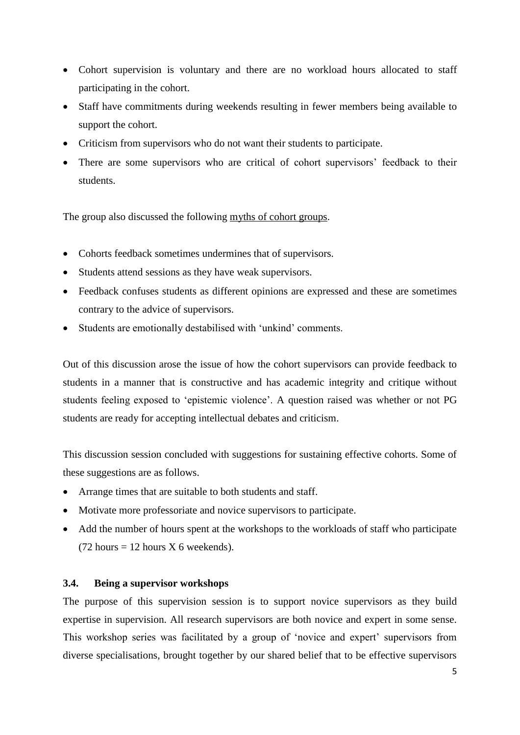- Cohort supervision is voluntary and there are no workload hours allocated to staff participating in the cohort.
- Staff have commitments during weekends resulting in fewer members being available to support the cohort.
- Criticism from supervisors who do not want their students to participate.
- There are some supervisors who are critical of cohort supervisors' feedback to their students.

The group also discussed the following myths of cohort groups.

- Cohorts feedback sometimes undermines that of supervisors.
- Students attend sessions as they have weak supervisors.
- Feedback confuses students as different opinions are expressed and these are sometimes contrary to the advice of supervisors.
- Students are emotionally destabilised with 'unkind' comments.

Out of this discussion arose the issue of how the cohort supervisors can provide feedback to students in a manner that is constructive and has academic integrity and critique without students feeling exposed to 'epistemic violence'. A question raised was whether or not PG students are ready for accepting intellectual debates and criticism.

This discussion session concluded with suggestions for sustaining effective cohorts. Some of these suggestions are as follows.

- Arrange times that are suitable to both students and staff.
- Motivate more professoriate and novice supervisors to participate.
- Add the number of hours spent at the workshops to the workloads of staff who participate (72 hours = 12 hours X 6 weekends).

### 3.4. Being a supervisor workshops

The purpose of this supervision session is to support novice supervisors as they build expertise in supervision. All research supervisors are both novice and expert in some sense. This workshop series was facilitated by a group of 'novice and expert' supervisors from diverse specialisations, brought together by our shared belief that to be effective supervisors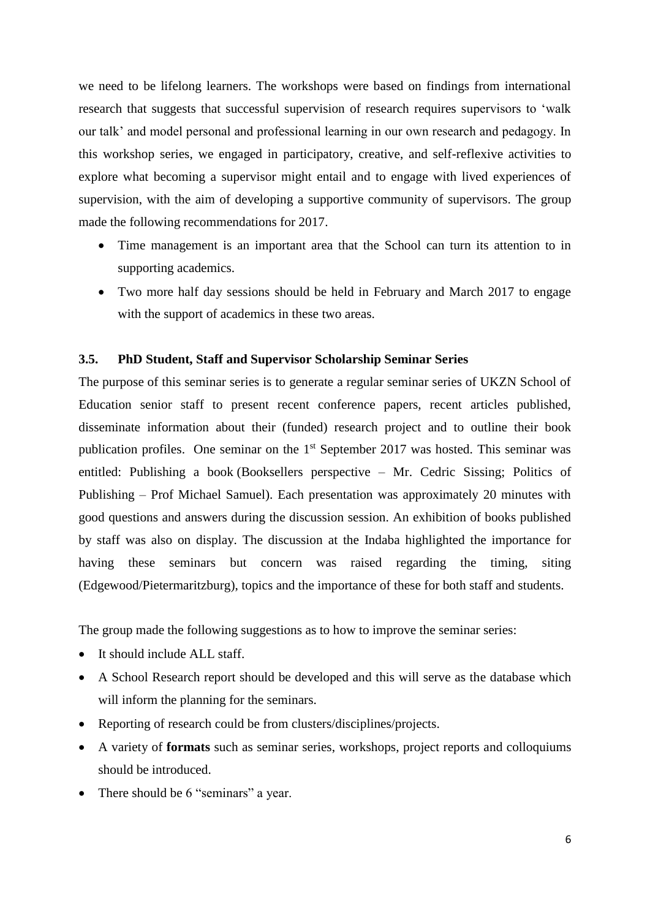we need to be lifelong learners. The workshops were based on findings from international research that suggests that successful supervision of research requires supervisors to 'walk our talk' and model personal and professional learning in our own research and pedagogy. In this workshop series, we engaged in participatory, creative, and self-reflexive activities to explore what becoming a supervisor might entail and to engage with lived experiences of supervision, with the aim of developing a supportive community of supervisors. The group made the following recommendations for 2017.

- Time management is an important area that the School can turn its attention to in supporting academics.
- Two more half day sessions should be held in February and March 2017 to engage with the support of academics in these two areas.

### 3.5. PhD Student, Staff and Supervisor Scholarship Seminar Series

The purpose of this seminar series is to generate a regular seminar series of UKZN School of Education senior staff to present recent conference papers, recent articles published, disseminate information about their (funded) research project and to outline their book publication profiles. One seminar on the 1st September 2017 was hosted. This seminar was entitled: Publishing a book (Booksellers perspective – Mr. Cedric Sissing; Politics of Publishing – Prof Michael Samuel). Each presentation was approximately 20 minutes with good questions and answers during the discussion session. An exhibition of books published by staff was also on display. The discussion at the Indaba highlighted the importance for having these seminars but concern was raised regarding the timing, siting (Edgewood/Pietermaritzburg), topics and the importance of these for both staff and students.

The group made the following suggestions as to how to improve the seminar series:

- It should include ALL staff.
- A School Research report should be developed and this will serve as the database which will inform the planning for the seminars.
- Reporting of research could be from clusters/disciplines/projects.
- A variety of **formats** such as seminar series, workshops, project reports and colloquiums should be introduced.
- There should be 6 "seminars" a year.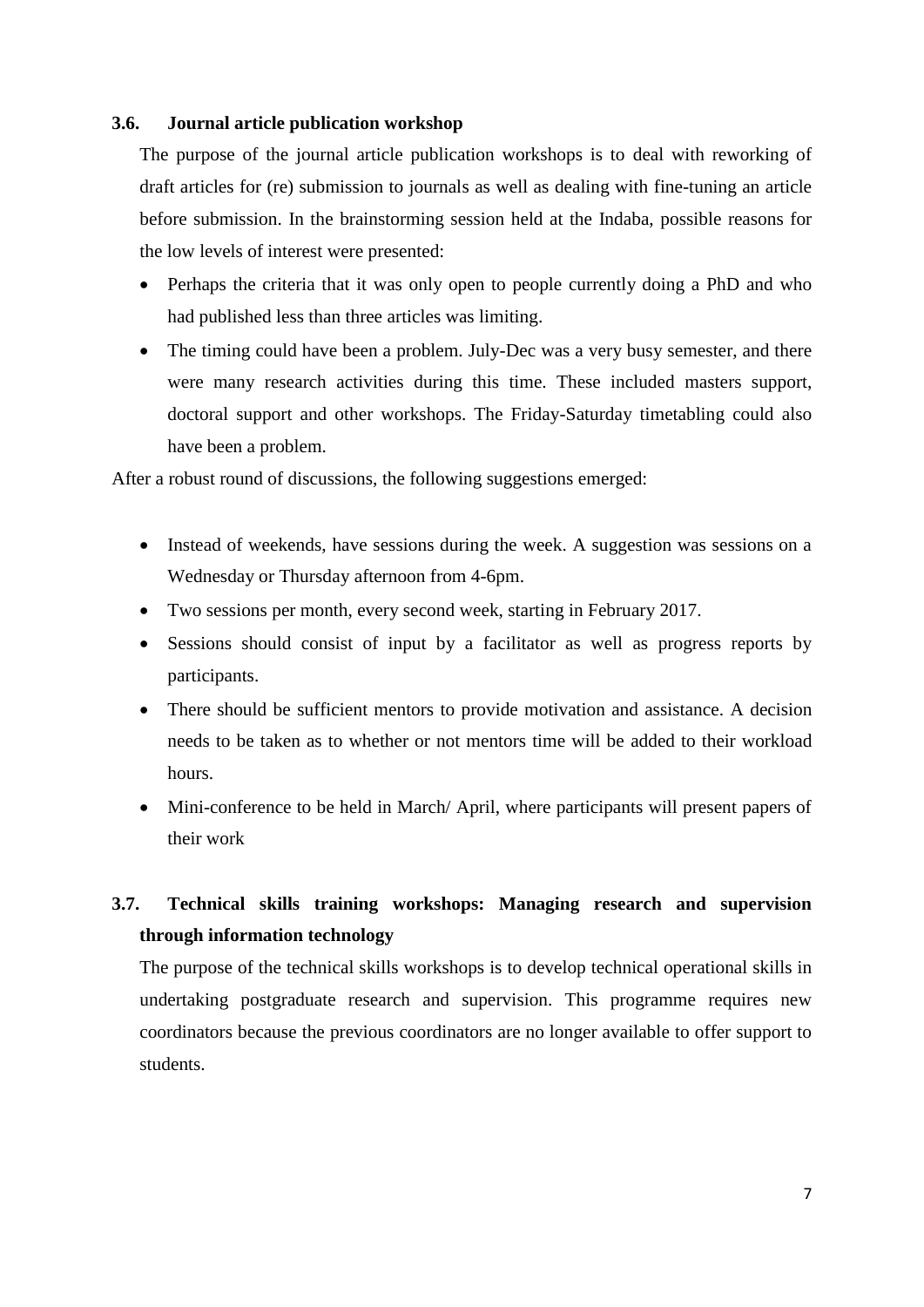### 3.6. Journal article publication workshop

The purpose of the journal article publication workshops is to deal with reworking of draft articles for (re) submission to journals as well as dealing with fine-tuning an article before submission. In the brainstorming session held at the Indaba, possible reasons for the low levels of interest were presented:

- Perhaps the criteria that it was only open to people currently doing a PhD and who had published less than three articles was limiting.
- The timing could have been a problem. July-Dec was a very busy semester, and there were many research activities during this time. These included masters support, doctoral support and other workshops. The Friday-Saturday timetabling could also have been a problem.

After a robust round of discussions, the following suggestions emerged:

- Instead of weekends, have sessions during the week. A suggestion was sessions on a Wednesday or Thursday afternoon from 4-6pm.
- Two sessions per month, every second week, starting in February 2017.
- Sessions should consist of input by a facilitator as well as progress reports by participants.
- There should be sufficient mentors to provide motivation and assistance. A decision needs to be taken as to whether or not mentors time will be added to their workload hours.
- Mini-conference to be held in March/ April, where participants will present papers of their work

### 3.7. Technical skills training workshops: Managing research and supervision through information technology

The purpose of the technical skills workshops is to develop technical operational skills in undertaking postgraduate research and supervision. This programme requires new coordinators because the previous coordinators are no longer available to offer support to students.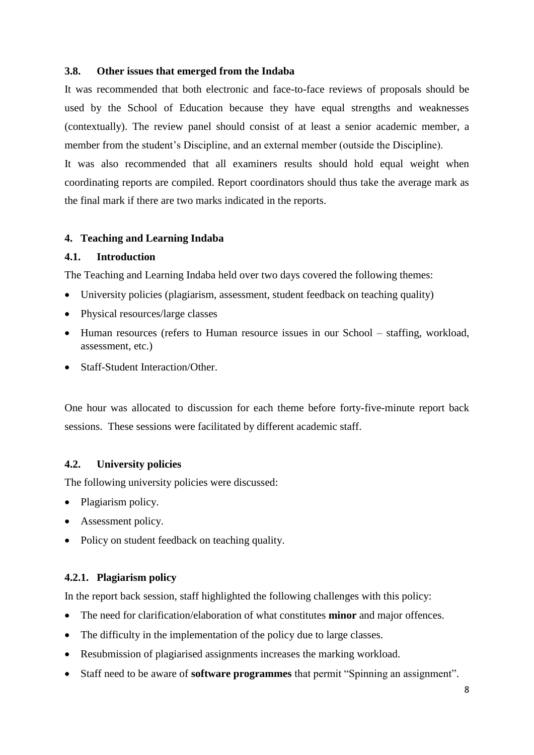### 3.8. Other issues that emerged from the Indaba

It was recommended that both electronic and face-to-face reviews of proposals should be used by the School of Education because they have equal strengths and weaknesses (contextually). The review panel should consist of at least a senior academic member, a member from the student's Discipline, and an external member (outside the Discipline).

It was also recommended that all examiners results should hold equal weight when coordinating reports are compiled. Report coordinators should thus take the average mark as the final mark if there are two marks indicated in the reports.

## 4. Teaching and Learning Indaba

### 4.1. Introduction

The Teaching and Learning Indaba held over two days covered the following themes:

- University policies (plagiarism, assessment, student feedback on teaching quality)
- Physical resources/large classes
- Human resources (refers to Human resource issues in our School – staffing, workload, assessment, etc.)
- Staff-Student Interaction/Other.

One hour was allocated to discussion for each theme before forty-five-minute report back sessions. These sessions were facilitated by different academic staff.

### 4.2. University policies

The following university policies were discussed:

- Plagiarism policy.
- Assessment policy.
- Policy on student feedback on teaching quality.

#### 4.2.1. Plagiarism policy

In the report back session, staff highlighted the following challenges with this policy:

- The need for clarification/elaboration of what constitutes **minor** and major offences.
- The difficulty in the implementation of the policy due to large classes.
- Resubmission of plagiarised assignments increases the marking workload.
- Staff need to be aware of **software programmes** that permit "Spinning an assignment".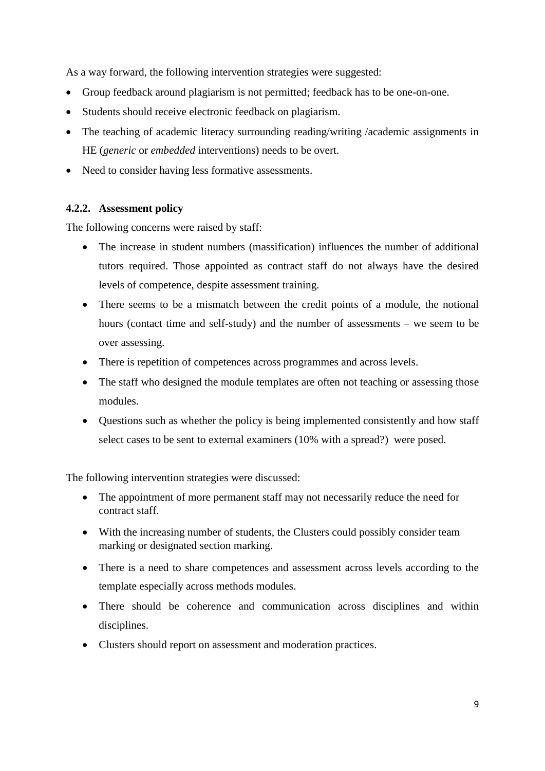As a way forward, the following intervention strategies were suggested:

- Group feedback around plagiarism is not permitted; feedback has to be one-on-one.
- Students should receive electronic feedback on plagiarism.
- The teaching of academic literacy surrounding reading/writing /academic assignments in HE (*generic* or *embedded* interventions) needs to be overt.
- Need to consider having less formative assessments.

#### 4.2.2. Assessment policy

The following concerns were raised by staff:

- The increase in student numbers (massification) influences the number of additional tutors required. Those appointed as contract staff do not always have the desired levels of competence, despite assessment training.
- There seems to be a mismatch between the credit points of a module, the notional hours (contact time and self-study) and the number of assessments – we seem to be over assessing.
- There is repetition of competences across programmes and across levels.
- The staff who designed the module templates are often not teaching or assessing those modules.
- Questions such as whether the policy is being implemented consistently and how staff select cases to be sent to external examiners (10% with a spread?) were posed.

The following intervention strategies were discussed:

- The appointment of more permanent staff may not necessarily reduce the need for contract staff.
- With the increasing number of students, the Clusters could possibly consider team marking or designated section marking.
- There is a need to share competences and assessment across levels according to the template especially across methods modules.
- There should be coherence and communication across disciplines and within disciplines.
- Clusters should report on assessment and moderation practices.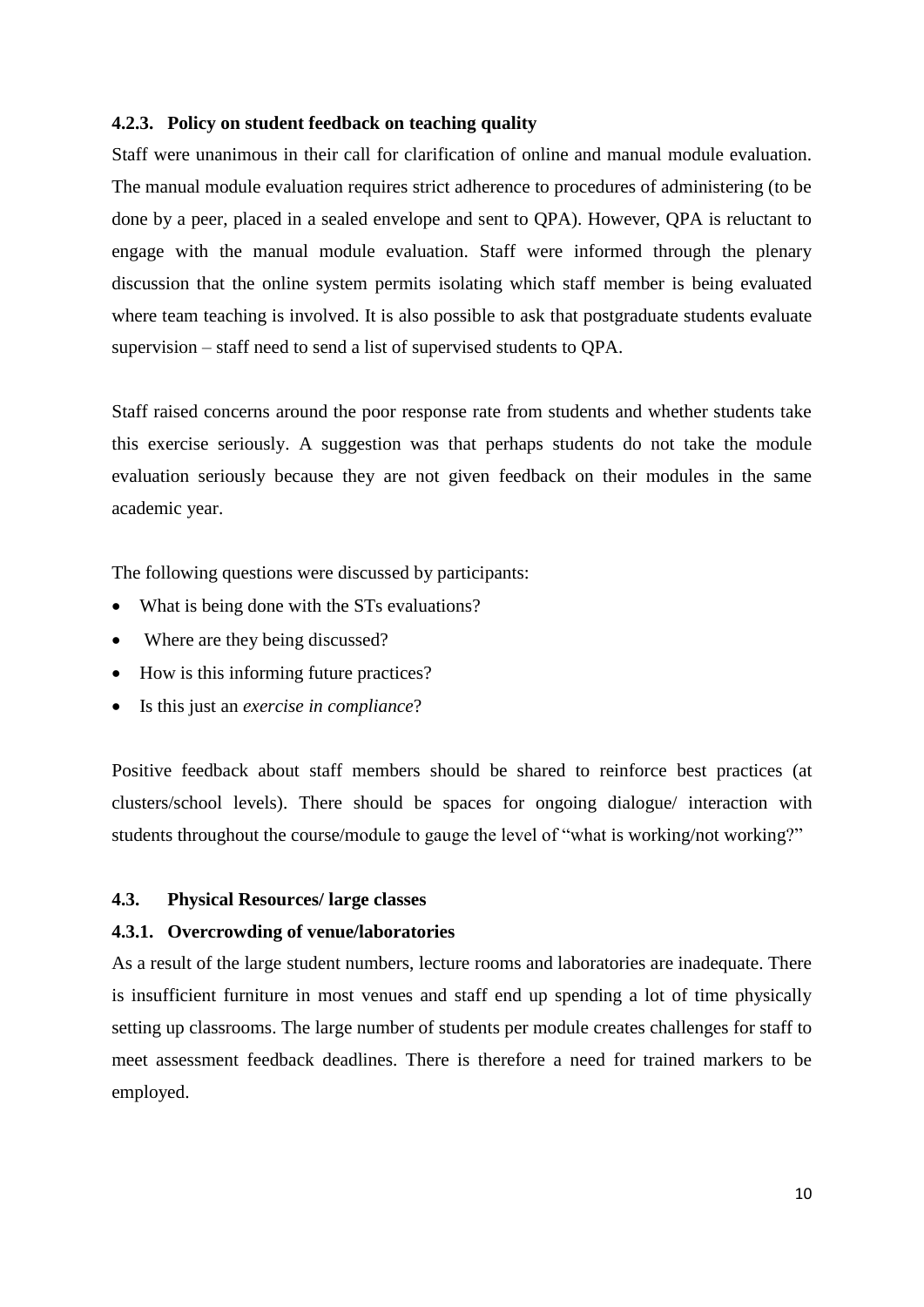#### 4.2.3. Policy on student feedback on teaching quality

Staff were unanimous in their call for clarification of online and manual module evaluation. The manual module evaluation requires strict adherence to procedures of administering (to be done by a peer, placed in a sealed envelope and sent to QPA). However, QPA is reluctant to engage with the manual module evaluation. Staff were informed through the plenary discussion that the online system permits isolating which staff member is being evaluated where team teaching is involved. It is also possible to ask that postgraduate students evaluate supervision – staff need to send a list of supervised students to QPA.

Staff raised concerns around the poor response rate from students and whether students take this exercise seriously. A suggestion was that perhaps students do not take the module evaluation seriously because they are not given feedback on their modules in the same academic year.

The following questions were discussed by participants:

- What is being done with the STs evaluations?
- Where are they being discussed?
- How is this informing future practices?
- Is this just an *exercise in compliance*?

Positive feedback about staff members should be shared to reinforce best practices (at clusters/school levels). There should be spaces for ongoing dialogue/ interaction with students throughout the course/module to gauge the level of "what is working/not working?"

### 4.3. Physical Resources/ large classes

#### 4.3.1. Overcrowding of venue/laboratories

As a result of the large student numbers, lecture rooms and laboratories are inadequate. There is insufficient furniture in most venues and staff end up spending a lot of time physically setting up classrooms. The large number of students per module creates challenges for staff to meet assessment feedback deadlines. There is therefore a need for trained markers to be employed.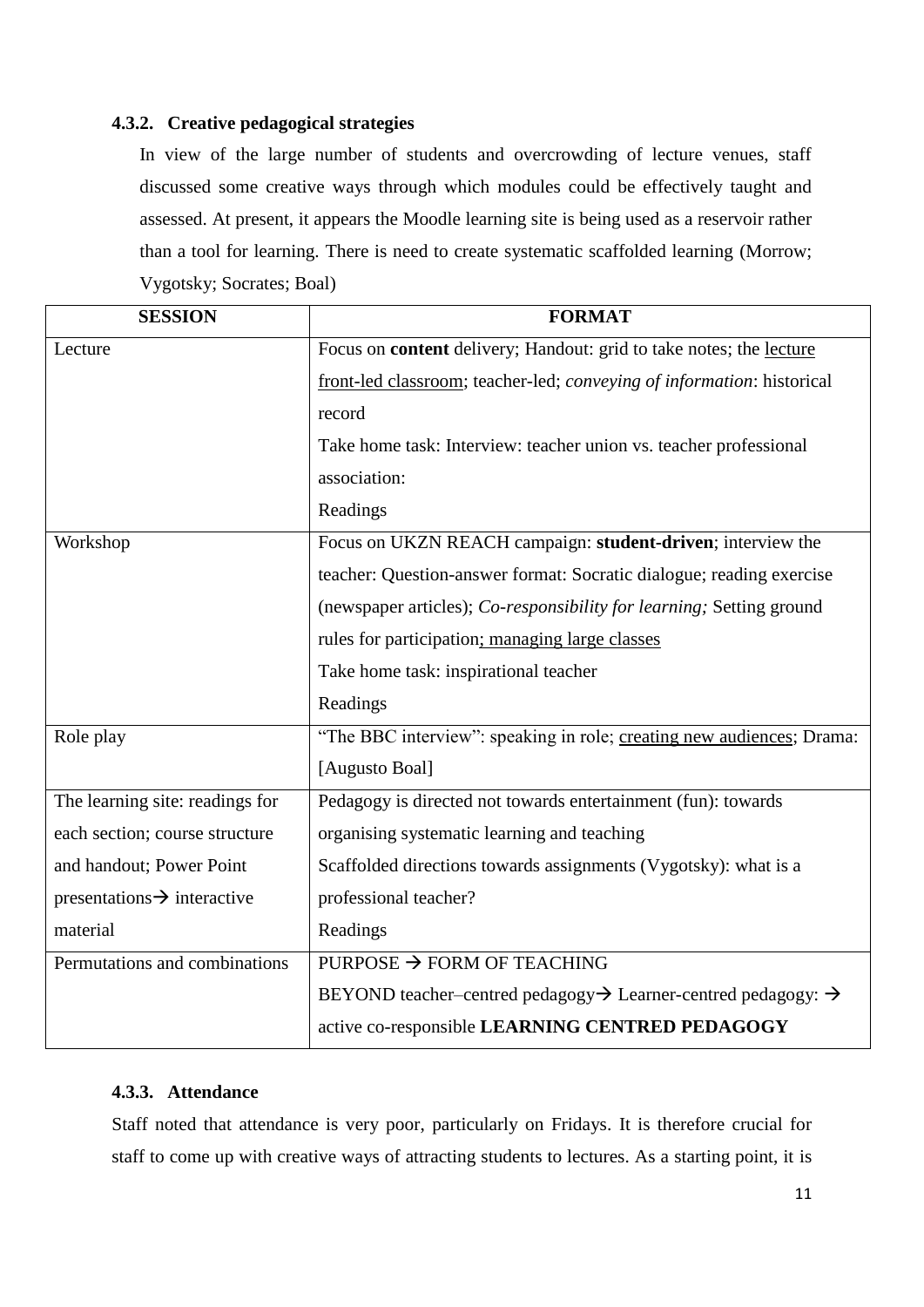### 4.3.2. Creative pedagogical strategies

In view of the large number of students and overcrowding of lecture venues, staff discussed some creative ways through which modules could be effectively taught and assessed. At present, it appears the Moodle learning site is being used as a reservoir rather than a tool for learning. There is need to create systematic scaffolded learning (Morrow; Vygotsky; Socrates; Boal)

| SESSION | FORMAT |
|---|---|
| Lecture | Focus on **content** delivery; Handout: grid to take notes; the <u>lecture front-led classroom</u>; teacher-led; *conveying of information*: historical record<br>Take home task: Interview: teacher union vs. teacher professional association:<br>Readings |
| Workshop | Focus on UKZN REACH campaign: **student-driven**; interview the teacher: Question-answer format: Socratic dialogue; reading exercise (newspaper articles); *Co-responsibility for learning;* Setting ground rules for participation<u>; managing large classes</u><br>Take home task: inspirational teacher<br>Readings |
| Role play | "The BBC interview": speaking in role; <u>creating new audiences</u>; Drama: [Augusto Boal] |
| The learning site: readings for each section; course structure and handout; Power Point presentations→ interactive material | Pedagogy is directed not towards entertainment (fun): towards organising systematic learning and teaching<br>Scaffolded directions towards assignments (Vygotsky): what is a professional teacher?<br>Readings |
| Permutations and combinations | PURPOSE → FORM OF TEACHING<br>BEYOND teacher–centred pedagogy→ Learner-centred pedagogy: → active co-responsible **LEARNING CENTRED PEDAGOGY** |

### 4.3.3. Attendance

Staff noted that attendance is very poor, particularly on Fridays. It is therefore crucial for staff to come up with creative ways of attracting students to lectures. As a starting point, it is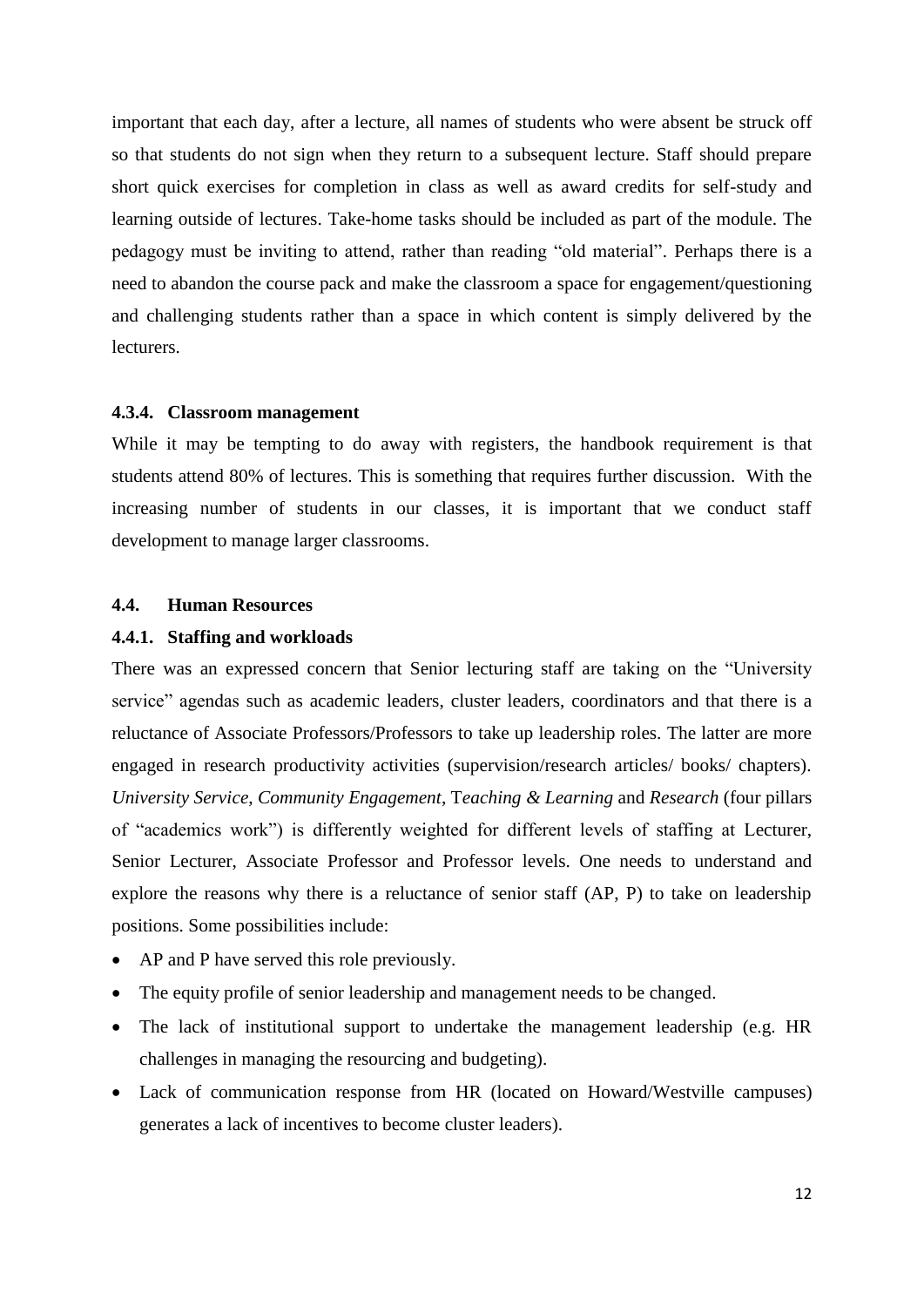important that each day, after a lecture, all names of students who were absent be struck off so that students do not sign when they return to a subsequent lecture. Staff should prepare short quick exercises for completion in class as well as award credits for self-study and learning outside of lectures. Take-home tasks should be included as part of the module. The pedagogy must be inviting to attend, rather than reading "old material". Perhaps there is a need to abandon the course pack and make the classroom a space for engagement/questioning and challenging students rather than a space in which content is simply delivered by the lecturers.

#### 4.3.4. Classroom management

While it may be tempting to do away with registers, the handbook requirement is that students attend 80% of lectures. This is something that requires further discussion. With the increasing number of students in our classes, it is important that we conduct staff development to manage larger classrooms.

### 4.4. Human Resources

#### 4.4.1. Staffing and workloads

There was an expressed concern that Senior lecturing staff are taking on the "University service" agendas such as academic leaders, cluster leaders, coordinators and that there is a reluctance of Associate Professors/Professors to take up leadership roles. The latter are more engaged in research productivity activities (supervision/research articles/ books/ chapters). *University Service*, *Community Engagement*, T*eaching & Learning* and *Research* (four pillars of "academics work") is differently weighted for different levels of staffing at Lecturer, Senior Lecturer, Associate Professor and Professor levels. One needs to understand and explore the reasons why there is a reluctance of senior staff (AP, P) to take on leadership positions. Some possibilities include:

- AP and P have served this role previously.
- The equity profile of senior leadership and management needs to be changed.
- The lack of institutional support to undertake the management leadership (e.g. HR challenges in managing the resourcing and budgeting).
- Lack of communication response from HR (located on Howard/Westville campuses) generates a lack of incentives to become cluster leaders).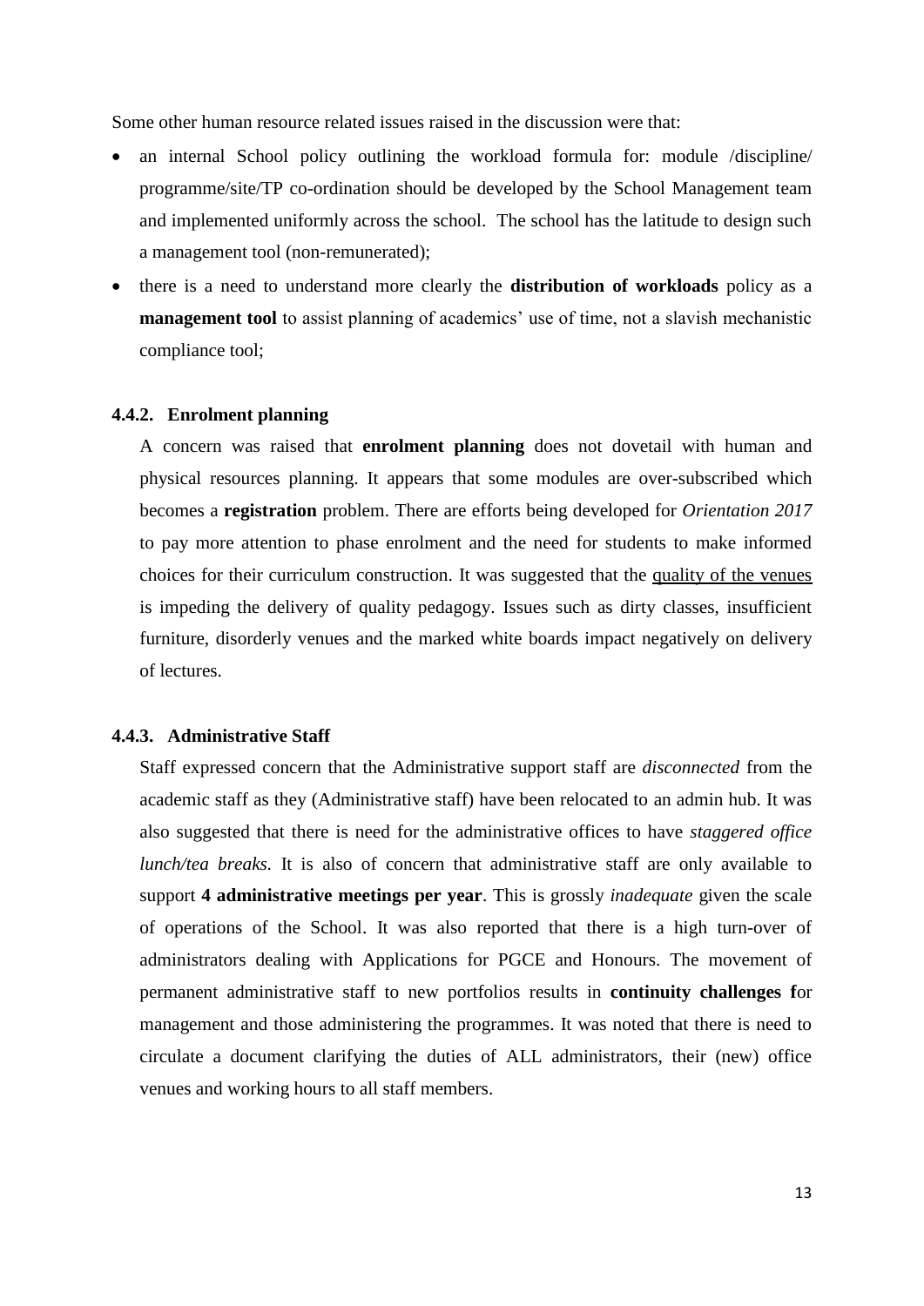Some other human resource related issues raised in the discussion were that:

- an internal School policy outlining the workload formula for: module /discipline/ programme/site/TP co-ordination should be developed by the School Management team and implemented uniformly across the school. The school has the latitude to design such a management tool (non-remunerated);
- there is a need to understand more clearly the **distribution of workloads** policy as a **management tool** to assist planning of academics' use of time, not a slavish mechanistic compliance tool;

### 4.4.2. Enrolment planning

A concern was raised that **enrolment planning** does not dovetail with human and physical resources planning. It appears that some modules are over-subscribed which becomes a **registration** problem. There are efforts being developed for *Orientation 2017* to pay more attention to phase enrolment and the need for students to make informed choices for their curriculum construction. It was suggested that the <u>quality of the venues</u> is impeding the delivery of quality pedagogy. Issues such as dirty classes, insufficient furniture, disorderly venues and the marked white boards impact negatively on delivery of lectures.

### 4.4.3. Administrative Staff

Staff expressed concern that the Administrative support staff are *disconnected* from the academic staff as they (Administrative staff) have been relocated to an admin hub. It was also suggested that there is need for the administrative offices to have *staggered office lunch/tea breaks.* It is also of concern that administrative staff are only available to support **4 administrative meetings per year**. This is grossly *inadequate* given the scale of operations of the School. It was also reported that there is a high turn-over of administrators dealing with Applications for PGCE and Honours. The movement of permanent administrative staff to new portfolios results in **continuity challenges f**or management and those administering the programmes. It was noted that there is need to circulate a document clarifying the duties of ALL administrators, their (new) office venues and working hours to all staff members.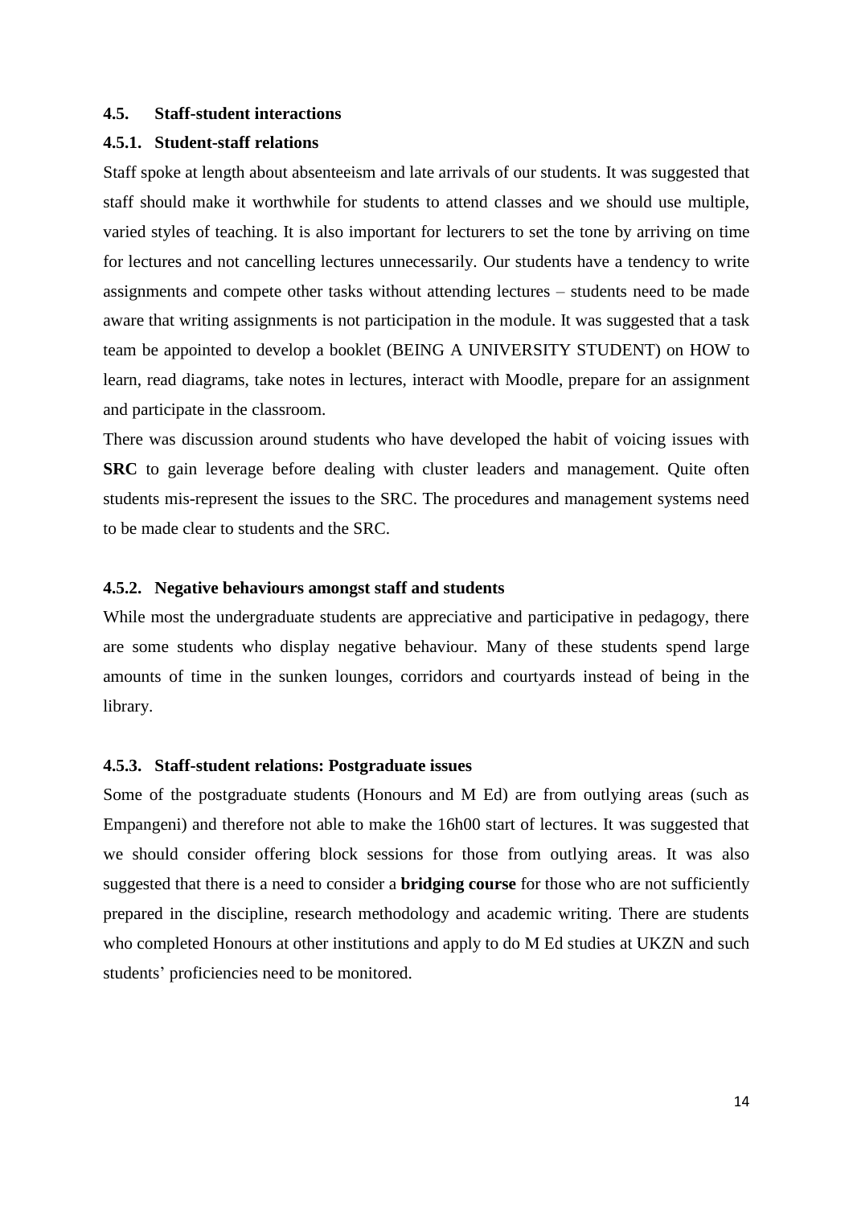## 4.5. Staff-student interactions

### 4.5.1. Student-staff relations

Staff spoke at length about absenteeism and late arrivals of our students. It was suggested that staff should make it worthwhile for students to attend classes and we should use multiple, varied styles of teaching. It is also important for lecturers to set the tone by arriving on time for lectures and not cancelling lectures unnecessarily. Our students have a tendency to write assignments and compete other tasks without attending lectures – students need to be made aware that writing assignments is not participation in the module. It was suggested that a task team be appointed to develop a booklet (BEING A UNIVERSITY STUDENT) on HOW to learn, read diagrams, take notes in lectures, interact with Moodle, prepare for an assignment and participate in the classroom.

There was discussion around students who have developed the habit of voicing issues with **SRC** to gain leverage before dealing with cluster leaders and management. Quite often students mis-represent the issues to the SRC. The procedures and management systems need to be made clear to students and the SRC.

### 4.5.2. Negative behaviours amongst staff and students

While most the undergraduate students are appreciative and participative in pedagogy, there are some students who display negative behaviour. Many of these students spend large amounts of time in the sunken lounges, corridors and courtyards instead of being in the library.

### 4.5.3. Staff-student relations: Postgraduate issues

Some of the postgraduate students (Honours and M Ed) are from outlying areas (such as Empangeni) and therefore not able to make the 16h00 start of lectures. It was suggested that we should consider offering block sessions for those from outlying areas. It was also suggested that there is a need to consider a **bridging course** for those who are not sufficiently prepared in the discipline, research methodology and academic writing. There are students who completed Honours at other institutions and apply to do M Ed studies at UKZN and such students' proficiencies need to be monitored.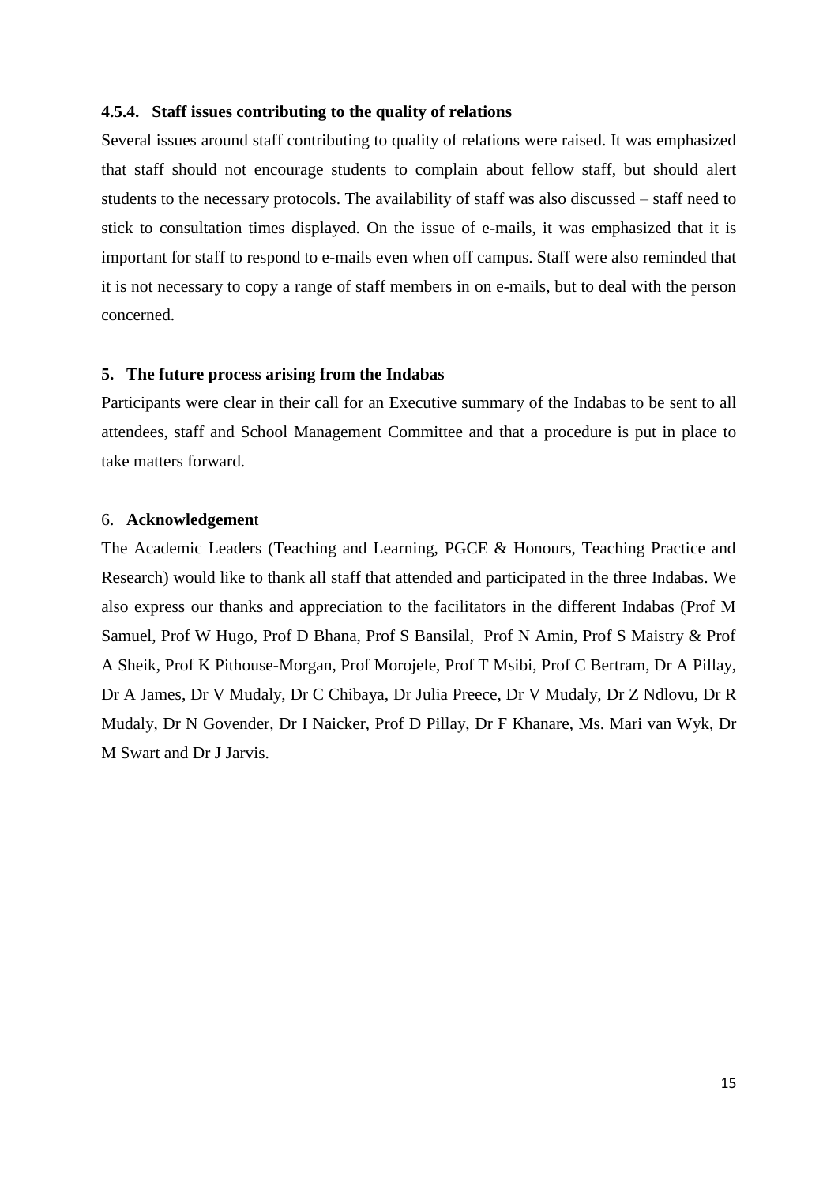#### 4.5.4. Staff issues contributing to the quality of relations

Several issues around staff contributing to quality of relations were raised. It was emphasized that staff should not encourage students to complain about fellow staff, but should alert students to the necessary protocols. The availability of staff was also discussed – staff need to stick to consultation times displayed. On the issue of e-mails, it was emphasized that it is important for staff to respond to e-mails even when off campus. Staff were also reminded that it is not necessary to copy a range of staff members in on e-mails, but to deal with the person concerned.

## 5. The future process arising from the Indabas

Participants were clear in their call for an Executive summary of the Indabas to be sent to all attendees, staff and School Management Committee and that a procedure is put in place to take matters forward.

## 6. **Acknowledgemen**t

The Academic Leaders (Teaching and Learning, PGCE & Honours, Teaching Practice and Research) would like to thank all staff that attended and participated in the three Indabas. We also express our thanks and appreciation to the facilitators in the different Indabas (Prof M Samuel, Prof W Hugo, Prof D Bhana, Prof S Bansilal, Prof N Amin, Prof S Maistry & Prof A Sheik, Prof K Pithouse-Morgan, Prof Morojele, Prof T Msibi, Prof C Bertram, Dr A Pillay, Dr A James, Dr V Mudaly, Dr C Chibaya, Dr Julia Preece, Dr V Mudaly, Dr Z Ndlovu, Dr R Mudaly, Dr N Govender, Dr I Naicker, Prof D Pillay, Dr F Khanare, Ms. Mari van Wyk, Dr M Swart and Dr J Jarvis.